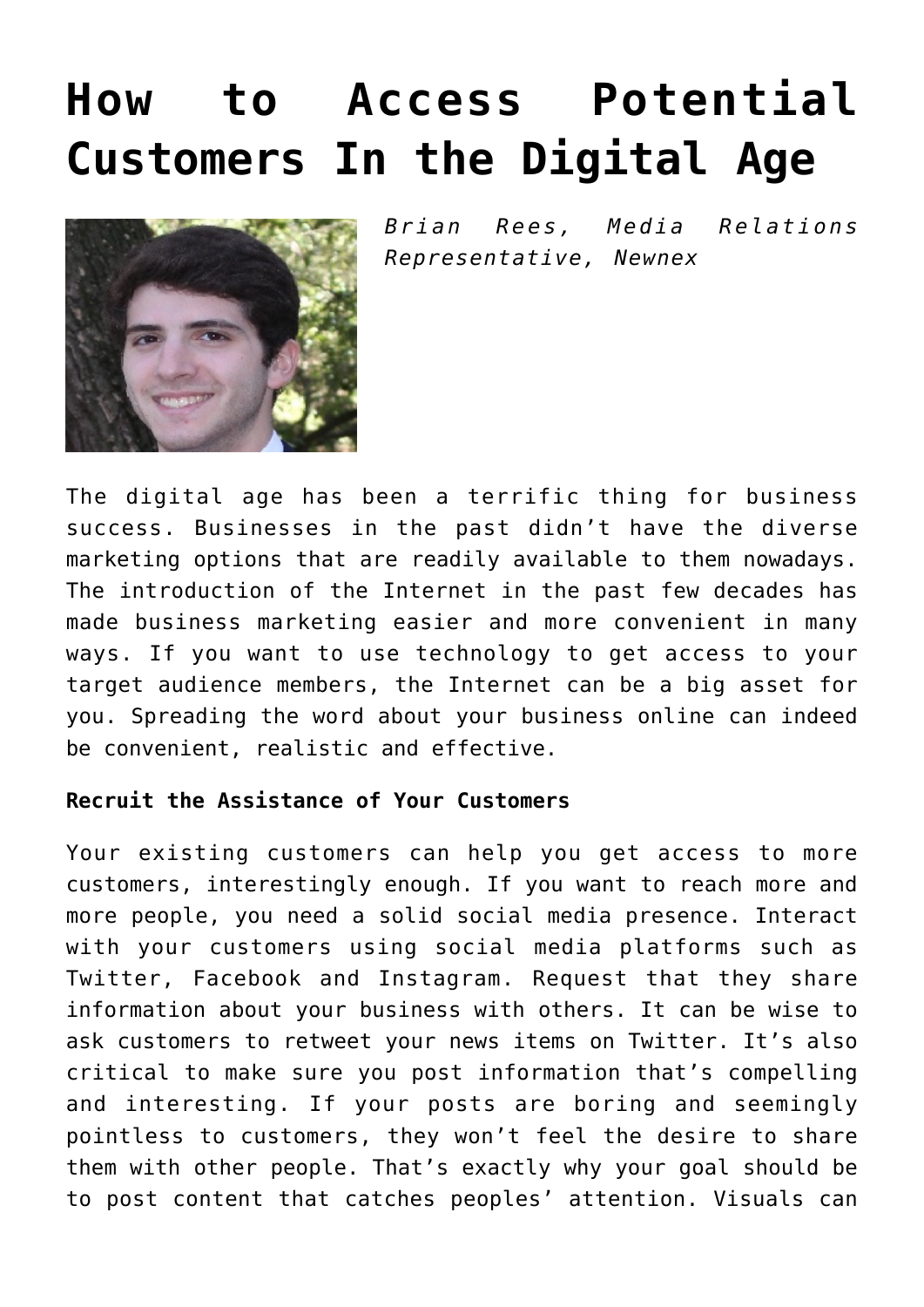# How to Access Potential Customers In the Digital Age

*Brian Rees, Media Relations Representative, Newnex*

The digital age has been a terrific thing for business success. Businesses in the past didn't have the diverse marketing options that are readily available to them nowadays. The introduction of the Internet in the past few decades has made business marketing easier and more convenient in many ways. If you want to use technology to get access to your target audience members, the Internet can be a big asset for you. Spreading the word about your business online can indeed be convenient, realistic and effective.

**Recruit the Assistance of Your Customers**

Your existing customers can help you get access to more customers, interestingly enough. If you want to reach more and more people, you need a solid social media presence. Interact with your customers using social media platforms such as Twitter, Facebook and Instagram. Request that they share information about your business with others. It can be wise to ask customers to retweet your news items on Twitter. It's also critical to make sure you post information that's compelling and interesting. If your posts are boring and seemingly pointless to customers, they won't feel the desire to share them with other people. That's exactly why your goal should be to post content that catches peoples' attention. Visuals can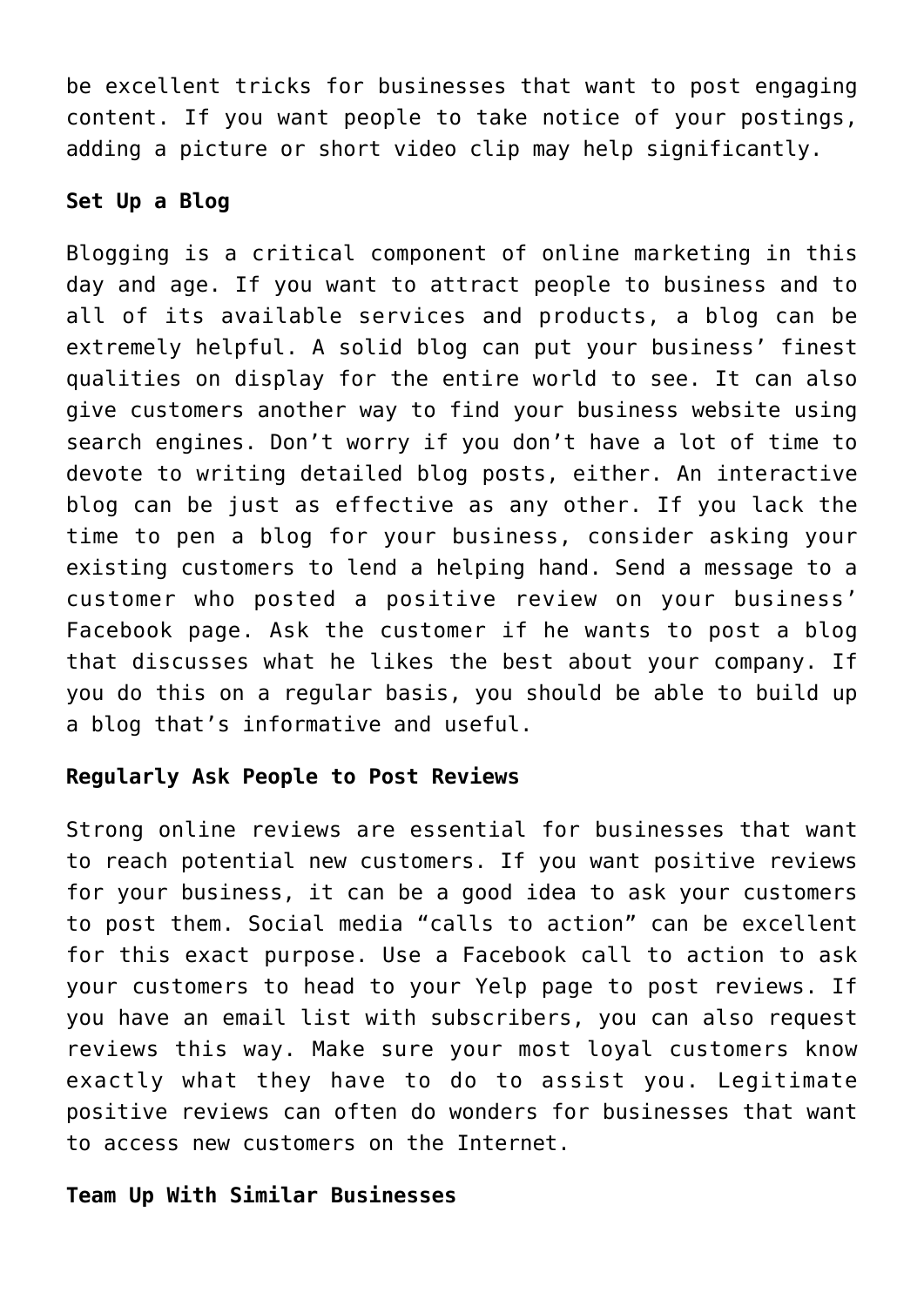be excellent tricks for businesses that want to post engaging content. If you want people to take notice of your postings, adding a picture or short video clip may help significantly.

**Set Up a Blog**

Blogging is a critical component of online marketing in this day and age. If you want to attract people to business and to all of its available services and products, a blog can be extremely helpful. A solid blog can put your business' finest qualities on display for the entire world to see. It can also give customers another way to find your business website using search engines. Don't worry if you don't have a lot of time to devote to writing detailed blog posts, either. An interactive blog can be just as effective as any other. If you lack the time to pen a blog for your business, consider asking your existing customers to lend a helping hand. Send a message to a customer who posted a positive review on your business' Facebook page. Ask the customer if he wants to post a blog that discusses what he likes the best about your company. If you do this on a regular basis, you should be able to build up a blog that's informative and useful.

**Regularly Ask People to Post Reviews**

Strong online reviews are essential for businesses that want to reach potential new customers. If you want positive reviews for your business, it can be a good idea to ask your customers to post them. Social media "calls to action" can be excellent for this exact purpose. Use a Facebook call to action to ask your customers to head to your Yelp page to post reviews. If you have an email list with subscribers, you can also request reviews this way. Make sure your most loyal customers know exactly what they have to do to assist you. Legitimate positive reviews can often do wonders for businesses that want to access new customers on the Internet.

**Team Up With Similar Businesses**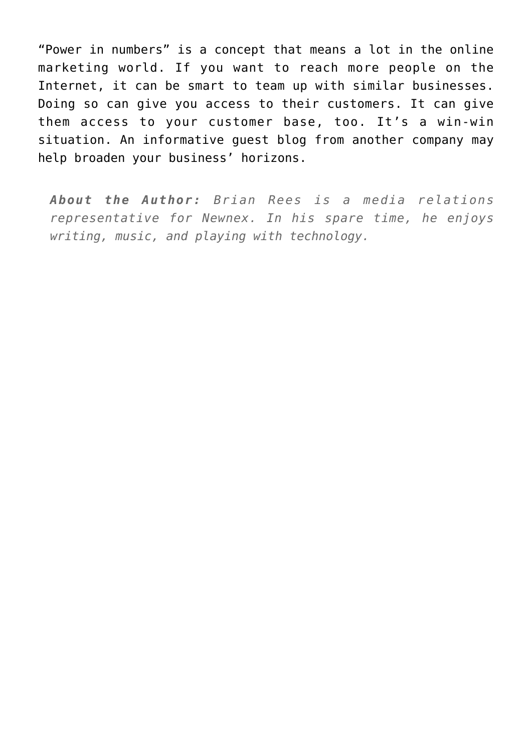"Power in numbers" is a concept that means a lot in the online marketing world. If you want to reach more people on the Internet, it can be smart to team up with similar businesses. Doing so can give you access to their customers. It can give them access to your customer base, too. It's a win-win situation. An informative guest blog from another company may help broaden your business' horizons.

***About the Author:*** *Brian Rees is a media relations representative for Newnex. In his spare time, he enjoys writing, music, and playing with technology.*